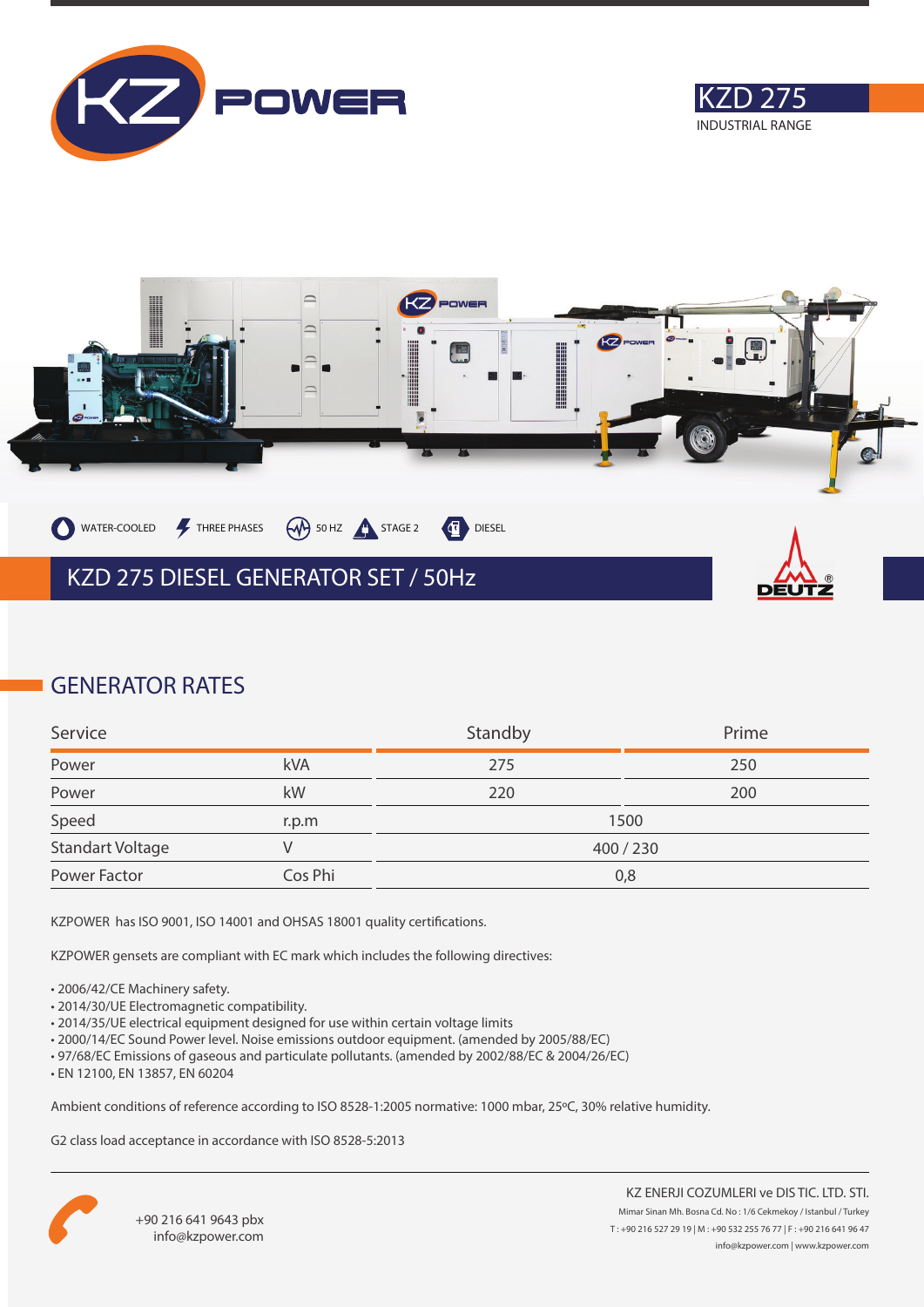# KZD 275

INDUSTRIAL RANGE

WATER-COOLED THREE PHASES 50 HZ STAGE 2 DIESEL

## KZD 275 DIESEL GENERATOR SET / 50Hz

## GENERATOR RATES

| Service | | Standby | Prime |
|---|---|---|---|
| Power | kVA | 275 | 250 |
| Power | kW | 220 | 200 |
| Speed | r.p.m | 1500 | |
| Standart Voltage | V | 400 / 230 | |
| Power Factor | Cos Phi | 0,8 | |

KZPOWER has ISO 9001, ISO 14001 and OHSAS 18001 quality certifications.

KZPOWER gensets are compliant with EC mark which includes the following directives:

- 2006/42/CE Machinery safety.
- 2014/30/UE Electromagnetic compatibility.
- 2014/35/UE electrical equipment designed for use within certain voltage limits
- 2000/14/EC Sound Power level. Noise emissions outdoor equipment. (amended by 2005/88/EC)
- 97/68/EC Emissions of gaseous and particulate pollutants. (amended by 2002/88/EC & 2004/26/EC)
- EN 12100, EN 13857, EN 60204

Ambient conditions of reference according to ISO 8528-1:2005 normative: 1000 mbar, 25ºC, 30% relative humidity.

G2 class load acceptance in accordance with ISO 8528-5:2013

+90 216 641 9643 pbx
info@kzpower.com

KZ ENERJI COZUMLERI ve DIS TIC. LTD. STI.
Mimar Sinan Mh. Bosna Cd. No : 1/6 Cekmekoy / Istanbul / Turkey
T : +90 216 527 29 19 | M : +90 532 255 76 77 | F : +90 216 641 96 47
info@kzpower.com | www.kzpower.com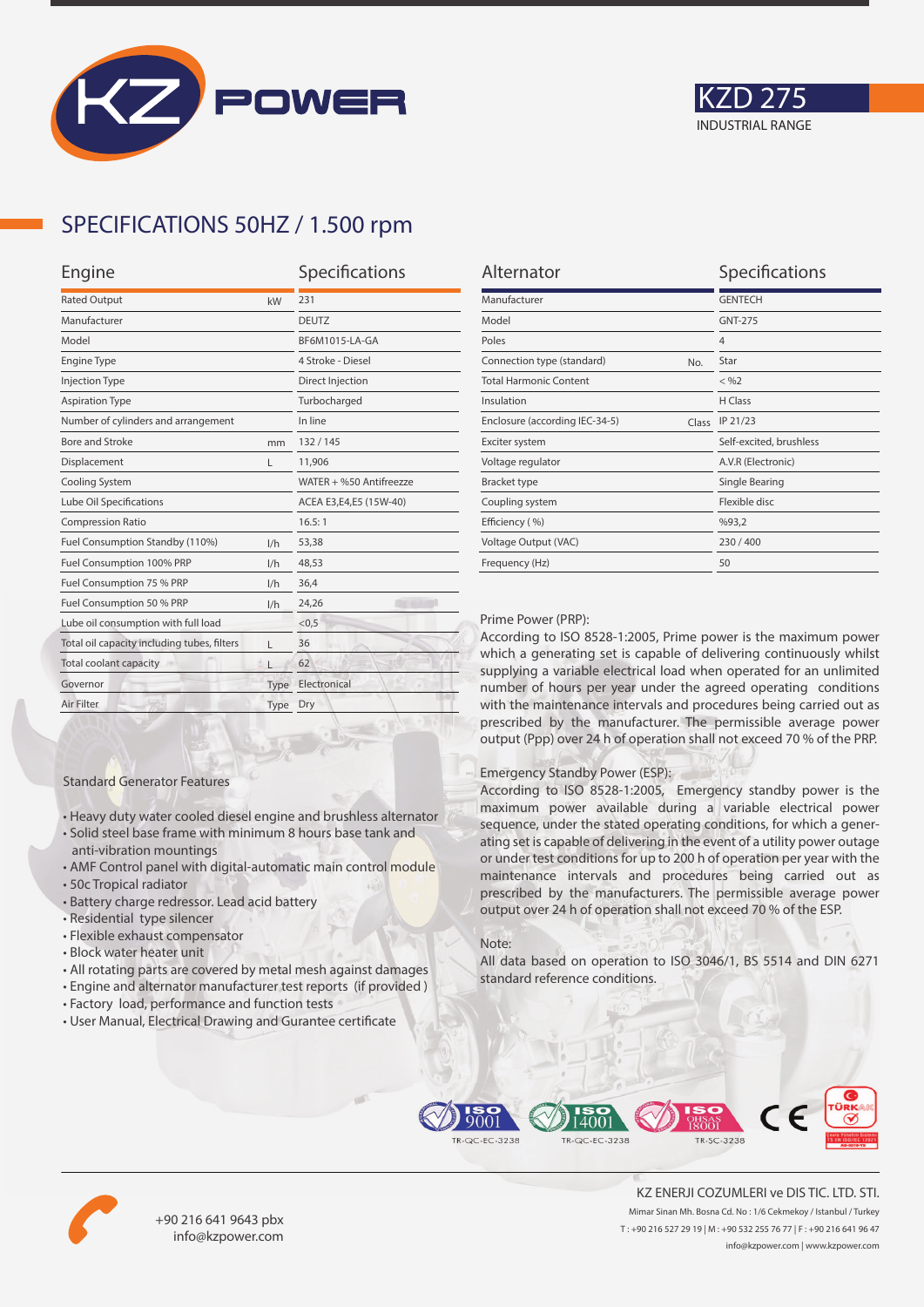# KZD 275

INDUSTRIAL RANGE

## SPECIFICATIONS 50HZ / 1.500 rpm

| Engine | | Specifications |
|---|---|---|
| Rated Output | kW | 231 |
| Manufacturer | | DEUTZ |
| Model | | BF6M1015-LA-GA |
| Engine Type | | 4 Stroke - Diesel |
| Injection Type | | Direct Injection |
| Aspiration Type | | Turbocharged |
| Number of cylinders and arrangement | | In line |
| Bore and Stroke | mm | 132 / 145 |
| Displacement | L | 11,906 |
| Cooling System | | WATER + %50 Antifreezze |
| Lube Oil Specifications | | ACEA E3,E4,E5 (15W-40) |
| Compression Ratio | | 16.5: 1 |
| Fuel Consumption Standby (110%) | l/h | 53,38 |
| Fuel Consumption 100% PRP | l/h | 48,53 |
| Fuel Consumption 75 % PRP | l/h | 36,4 |
| Fuel Consumption 50 % PRP | l/h | 24,26 |
| Lube oil consumption with full load | | <0,5 |
| Total oil capacity including tubes, filters | L | 36 |
| Total coolant capacity | L | 62 |
| Governor | Type | Electronical |
| Air Filter | Type | Dry |

| Alternator | | Specifications |
|---|---|---|
| Manufacturer | | GENTECH |
| Model | | GNT-275 |
| Poles | | 4 |
| Connection type (standard) | No. | Star |
| Total Harmonic Content | | < %2 |
| Insulation | | H Class |
| Enclosure (according IEC-34-5) | Class | IP 21/23 |
| Exciter system | | Self-excited, brushless |
| Voltage regulator | | A.V.R (Electronic) |
| Bracket type | | Single Bearing |
| Coupling system | | Flexible disc |
| Efficiency ( %) | | %93,2 |
| Voltage Output (VAC) | | 230 / 400 |
| Frequency (Hz) | | 50 |

Prime Power (PRP):
According to ISO 8528-1:2005, Prime power is the maximum power which a generating set is capable of delivering continuously whilst supplying a variable electrical load when operated for an unlimited number of hours per year under the agreed operating conditions with the maintenance intervals and procedures being carried out as prescribed by the manufacturer. The permissible average power output (Ppp) over 24 h of operation shall not exceed 70 % of the PRP.

Emergency Standby Power (ESP):
According to ISO 8528-1:2005, Emergency standby power is the maximum power available during a variable electrical power sequence, under the stated operating conditions, for which a generating set is capable of delivering in the event of a utility power outage or under test conditions for up to 200 h of operation per year with the maintenance intervals and procedures being carried out as prescribed by the manufacturers. The permissible average power output over 24 h of operation shall not exceed 70 % of the ESP.

Note:
All data based on operation to ISO 3046/1, BS 5514 and DIN 6271 standard reference conditions.

Standard Generator Features

- Heavy duty water cooled diesel engine and brushless alternator
- Solid steel base frame with minimum 8 hours base tank and anti-vibration mountings
- AMF Control panel with digital-automatic main control module
- 50c Tropical radiator
- Battery charge redressor. Lead acid battery
- Residential type silencer
- Flexible exhaust compensator
- Block water heater unit
- All rotating parts are covered by metal mesh against damages
- Engine and alternator manufacturer test reports (if provided )
- Factory load, performance and function tests
- User Manual, Electrical Drawing and Gurantee certificate

ISO 9001 TR-QC-EC-3238 | ISO 14001 TR-QC-EC-3238 | ISO OHSAS 18001 TR-SC-3238 | CE | TÜRKAK

+90 216 641 9643 pbx
info@kzpower.com

KZ ENERJI COZUMLERI ve DIS TIC. LTD. STI.
Mimar Sinan Mh. Bosna Cd. No : 1/6 Cekmekoy / Istanbul / Turkey
T : +90 216 527 29 19 | M : +90 532 255 76 77 | F : +90 216 641 96 47
info@kzpower.com | www.kzpower.com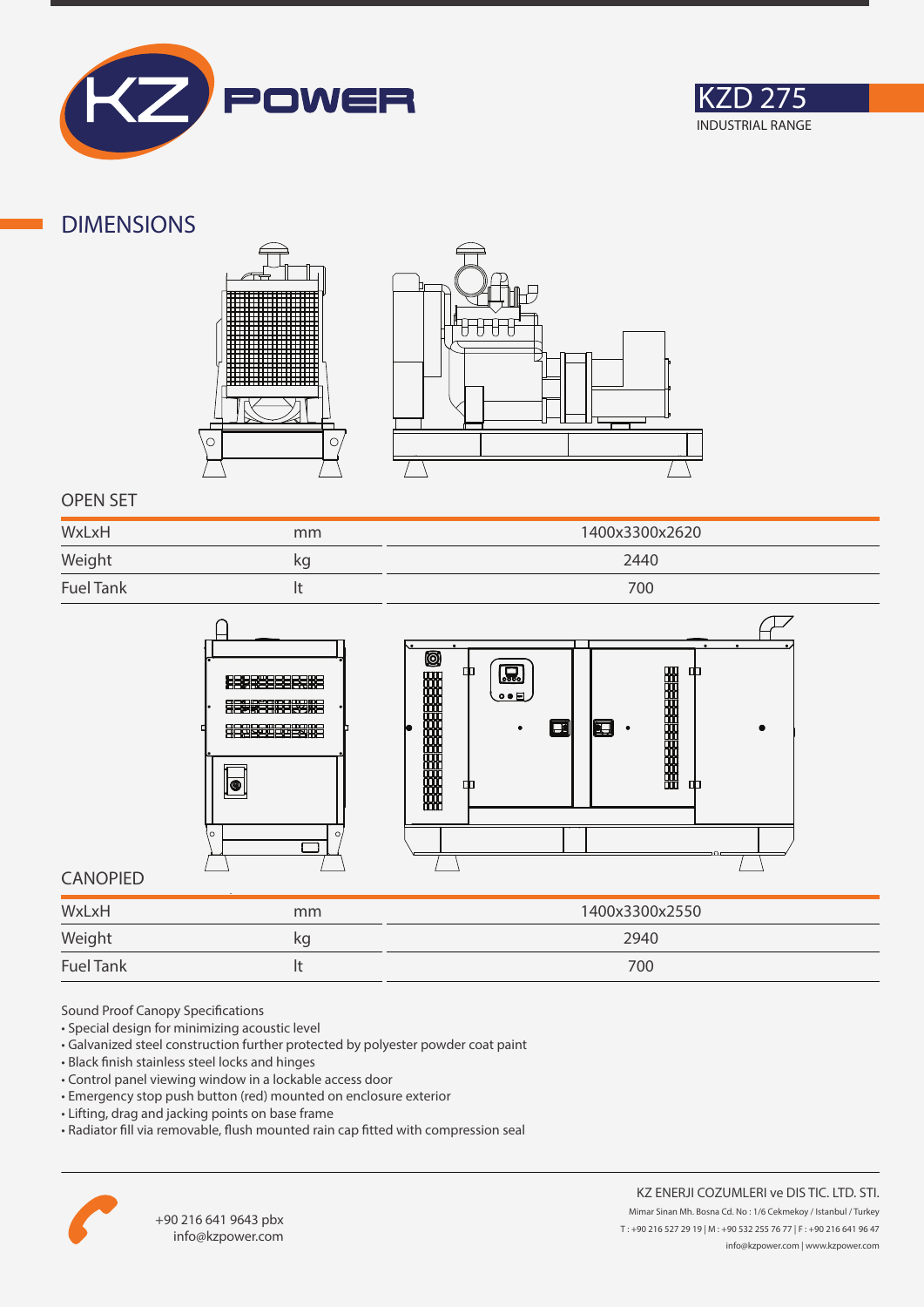KZD 275

INDUSTRIAL RANGE

## DIMENSIONS

### OPEN SET

| | | |
|---|---|---|
| WxLxH | mm | 1400x3300x2620 |
| Weight | kg | 2440 |
| Fuel Tank | lt | 700 |

### CANOPIED

| | | |
|---|---|---|
| WxLxH | mm | 1400x3300x2550 |
| Weight | kg | 2940 |
| Fuel Tank | lt | 700 |

Sound Proof Canopy Specifications

- Special design for minimizing acoustic level
- Galvanized steel construction further protected by polyester powder coat paint
- Black finish stainless steel locks and hinges
- Control panel viewing window in a lockable access door
- Emergency stop push button (red) mounted on enclosure exterior
- Lifting, drag and jacking points on base frame
- Radiator fill via removable, flush mounted rain cap fitted with compression seal

+90 216 641 9643 pbx
info@kzpower.com

KZ ENERJI COZUMLERI ve DIS TIC. LTD. STI.
Mimar Sinan Mh. Bosna Cd. No : 1/6 Cekmekoy / Istanbul / Turkey
T : +90 216 527 29 19 | M : +90 532 255 76 77 | F : +90 216 641 96 47
info@kzpower.com | www.kzpower.com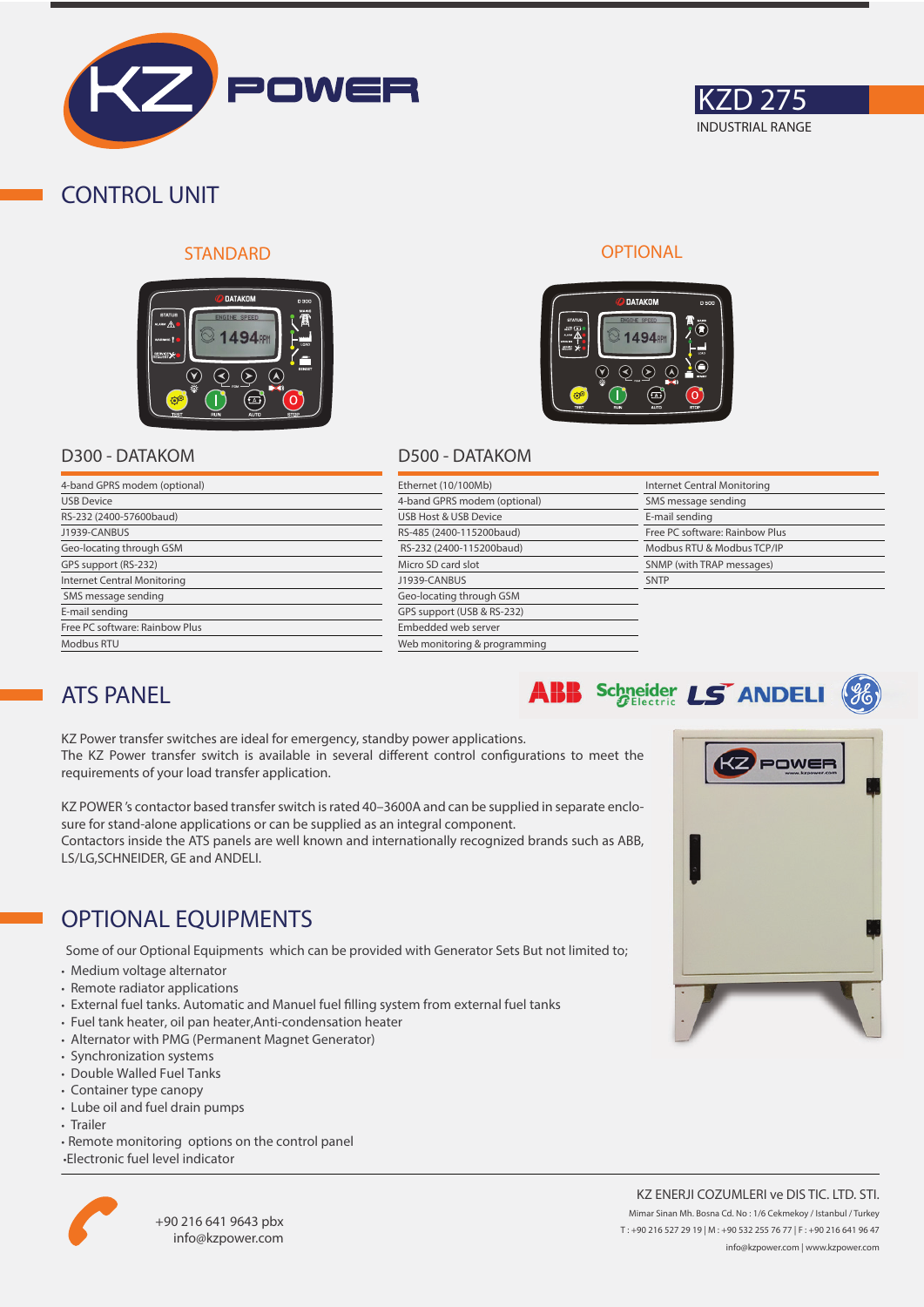KZD 275
INDUSTRIAL RANGE

## CONTROL UNIT

STANDARD

OPTIONAL

### D300 - DATAKOM

| |
|---|
| 4-band GPRS modem (optional) |
| USB Device |
| RS-232 (2400-57600baud) |
| J1939-CANBUS |
| Geo-locating through GSM |
| GPS support (RS-232) |
| Internet Central Monitoring |
| SMS message sending |
| E-mail sending |
| Free PC software: Rainbow Plus |
| Modbus RTU |

### D500 - DATAKOM

| | |
|---|---|
| Ethernet (10/100Mb) | Internet Central Monitoring |
| 4-band GPRS modem (optional) | SMS message sending |
| USB Host & USB Device | E-mail sending |
| RS-485 (2400-115200baud) | Free PC software: Rainbow Plus |
| RS-232 (2400-115200baud) | Modbus RTU & Modbus TCP/IP |
| Micro SD card slot | SNMP (with TRAP messages) |
| J1939-CANBUS | SNTP |
| Geo-locating through GSM | |
| GPS support (USB & RS-232) | |
| Embedded web server | |
| Web monitoring & programming | |

## ATS PANEL

KZ Power transfer switches are ideal for emergency, standby power applications.
The KZ Power transfer switch is available in several different control configurations to meet the requirements of your load transfer application.

KZ POWER 's contactor based transfer switch is rated 40–3600A and can be supplied in separate enclosure for stand-alone applications or can be supplied as an integral component.
Contactors inside the ATS panels are well known and internationally recognized brands such as ABB, LS/LG,SCHNEIDER, GE and ANDELI.

## OPTIONAL EQUIPMENTS

Some of our Optional Equipments which can be provided with Generator Sets But not limited to;

- Medium voltage alternator
- Remote radiator applications
- External fuel tanks. Automatic and Manuel fuel filling system from external fuel tanks
- Fuel tank heater, oil pan heater,Anti-condensation heater
- Alternator with PMG (Permanent Magnet Generator)
- Synchronization systems
- Double Walled Fuel Tanks
- Container type canopy
- Lube oil and fuel drain pumps
- Trailer
- Remote monitoring options on the control panel
- Electronic fuel level indicator

+90 216 641 9643 pbx
info@kzpower.com

KZ ENERJI COZUMLERI ve DIS TIC. LTD. STI.
Mimar Sinan Mh. Bosna Cd. No : 1/6 Cekmekoy / Istanbul / Turkey
T : +90 216 527 29 19 | M : +90 532 255 76 77 | F : +90 216 641 96 47
info@kzpower.com | www.kzpower.com